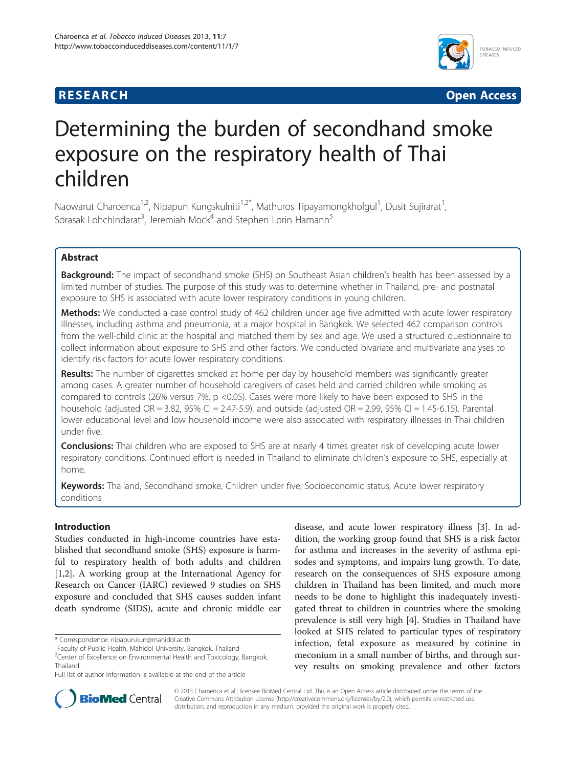**RESEARCH** **Open Access**

# Determining the burden of secondhand smoke exposure on the respiratory health of Thai children

Naowarut Charoenca[1,2], Nipapun Kungskulniti[1,2*], Mathuros Tipayamongkholgul[1], Dusit Sujirarat[1], Sorasak Lohchindarat[3], Jeremiah Mock[4] and Stephen Lorin Hamann[5]

## Abstract

**Background:** The impact of secondhand smoke (SHS) on Southeast Asian children's health has been assessed by a limited number of studies. The purpose of this study was to determine whether in Thailand, pre- and postnatal exposure to SHS is associated with acute lower respiratory conditions in young children.

**Methods:** We conducted a case control study of 462 children under age five admitted with acute lower respiratory illnesses, including asthma and pneumonia, at a major hospital in Bangkok. We selected 462 comparison controls from the well-child clinic at the hospital and matched them by sex and age. We used a structured questionnaire to collect information about exposure to SHS and other factors. We conducted bivariate and multivariate analyses to identify risk factors for acute lower respiratory conditions.

**Results:** The number of cigarettes smoked at home per day by household members was significantly greater among cases. A greater number of household caregivers of cases held and carried children while smoking as compared to controls (26% versus 7%, $p < 0.05$). Cases were more likely to have been exposed to SHS in the household (adjusted OR = 3.82, 95% CI = 2.47-5.9), and outside (adjusted OR = 2.99, 95% CI = 1.45-6.15). Parental lower educational level and low household income were also associated with respiratory illnesses in Thai children under five.

**Conclusions:** Thai children who are exposed to SHS are at nearly 4 times greater risk of developing acute lower respiratory conditions. Continued effort is needed in Thailand to eliminate children's exposure to SHS, especially at home.

**Keywords:** Thailand, Secondhand smoke, Children under five, Socioeconomic status, Acute lower respiratory conditions

## Introduction

Studies conducted in high-income countries have established that secondhand smoke (SHS) exposure is harmful to respiratory health of both adults and children [1,2]. A working group at the International Agency for Research on Cancer (IARC) reviewed 9 studies on SHS exposure and concluded that SHS causes sudden infant death syndrome (SIDS), acute and chronic middle ear disease, and acute lower respiratory illness [3]. In addition, the working group found that SHS is a risk factor for asthma and increases in the severity of asthma episodes and symptoms, and impairs lung growth. To date, research on the consequences of SHS exposure among children in Thailand has been limited, and much more needs to be done to highlight this inadequately investigated threat to children in countries where the smoking prevalence is still very high [4]. Studies in Thailand have looked at SHS related to particular types of respiratory infection, fetal exposure as measured by cotinine in meconium in a small number of births, and through survey results on smoking prevalence and other factors

\* Correspondence: nipapun.kun@mahidol.ac.th
[1]Faculty of Public Health, Mahidol University, Bangkok, Thailand
[2]Center of Excellence on Environmental Health and Toxicology, Bangkok, Thailand
Full list of author information is available at the end of the article

© 2013 Charoenca et al.; licensee BioMed Central Ltd. This is an Open Access article distributed under the terms of the Creative Commons Attribution License (http://creativecommons.org/licenses/by/2.0), which permits unrestricted use, distribution, and reproduction in any medium, provided the original work is properly cited.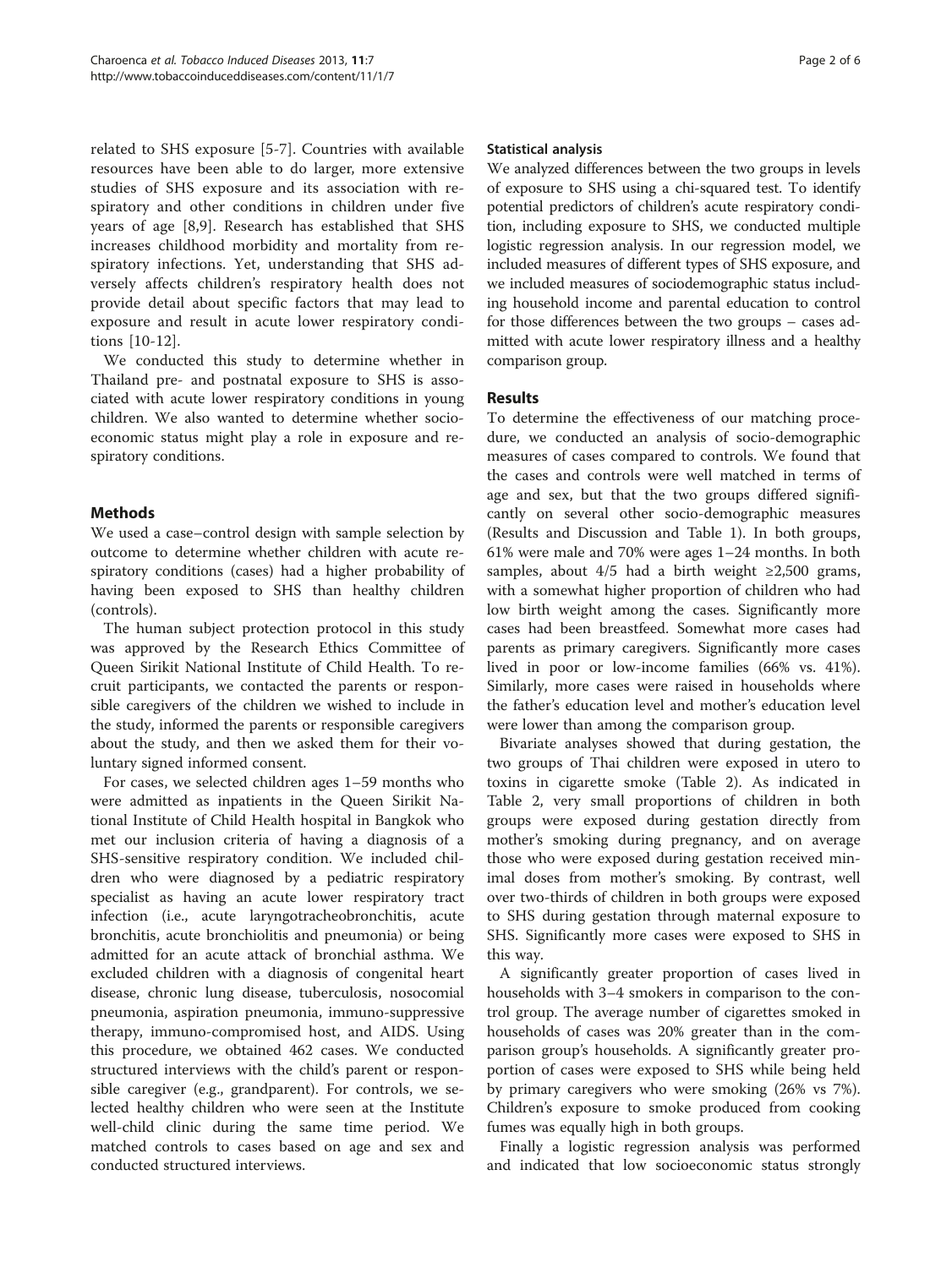related to SHS exposure [5-7]. Countries with available resources have been able to do larger, more extensive studies of SHS exposure and its association with respiratory and other conditions in children under five years of age [8,9]. Research has established that SHS increases childhood morbidity and mortality from respiratory infections. Yet, understanding that SHS adversely affects children's respiratory health does not provide detail about specific factors that may lead to exposure and result in acute lower respiratory conditions [10-12].

We conducted this study to determine whether in Thailand pre- and postnatal exposure to SHS is associated with acute lower respiratory conditions in young children. We also wanted to determine whether socioeconomic status might play a role in exposure and respiratory conditions.

## Methods

We used a case–control design with sample selection by outcome to determine whether children with acute respiratory conditions (cases) had a higher probability of having been exposed to SHS than healthy children (controls).

The human subject protection protocol in this study was approved by the Research Ethics Committee of Queen Sirikit National Institute of Child Health. To recruit participants, we contacted the parents or responsible caregivers of the children we wished to include in the study, informed the parents or responsible caregivers about the study, and then we asked them for their voluntary signed informed consent.

For cases, we selected children ages 1–59 months who were admitted as inpatients in the Queen Sirikit National Institute of Child Health hospital in Bangkok who met our inclusion criteria of having a diagnosis of a SHS-sensitive respiratory condition. We included children who were diagnosed by a pediatric respiratory specialist as having an acute lower respiratory tract infection (i.e., acute laryngotracheobronchitis, acute bronchitis, acute bronchiolitis and pneumonia) or being admitted for an acute attack of bronchial asthma. We excluded children with a diagnosis of congenital heart disease, chronic lung disease, tuberculosis, nosocomial pneumonia, aspiration pneumonia, immuno-suppressive therapy, immuno-compromised host, and AIDS. Using this procedure, we obtained 462 cases. We conducted structured interviews with the child's parent or responsible caregiver (e.g., grandparent). For controls, we selected healthy children who were seen at the Institute well-child clinic during the same time period. We matched controls to cases based on age and sex and conducted structured interviews.

### Statistical analysis

We analyzed differences between the two groups in levels of exposure to SHS using a chi-squared test. To identify potential predictors of children's acute respiratory condition, including exposure to SHS, we conducted multiple logistic regression analysis. In our regression model, we included measures of different types of SHS exposure, and we included measures of sociodemographic status including household income and parental education to control for those differences between the two groups – cases admitted with acute lower respiratory illness and a healthy comparison group.

## Results

To determine the effectiveness of our matching procedure, we conducted an analysis of socio-demographic measures of cases compared to controls. We found that the cases and controls were well matched in terms of age and sex, but that the two groups differed significantly on several other socio-demographic measures (Results and Discussion and Table 1). In both groups, 61% were male and 70% were ages 1–24 months. In both samples, about 4/5 had a birth weight ≥2,500 grams, with a somewhat higher proportion of children who had low birth weight among the cases. Significantly more cases had been breastfeed. Somewhat more cases had parents as primary caregivers. Significantly more cases lived in poor or low-income families (66% vs. 41%). Similarly, more cases were raised in households where the father's education level and mother's education level were lower than among the comparison group.

Bivariate analyses showed that during gestation, the two groups of Thai children were exposed in utero to toxins in cigarette smoke (Table 2). As indicated in Table 2, very small proportions of children in both groups were exposed during gestation directly from mother's smoking during pregnancy, and on average those who were exposed during gestation received minimal doses from mother's smoking. By contrast, well over two-thirds of children in both groups were exposed to SHS during gestation through maternal exposure to SHS. Significantly more cases were exposed to SHS in this way.

A significantly greater proportion of cases lived in households with 3–4 smokers in comparison to the control group. The average number of cigarettes smoked in households of cases was 20% greater than in the comparison group's households. A significantly greater proportion of cases were exposed to SHS while being held by primary caregivers who were smoking (26% vs 7%). Children's exposure to smoke produced from cooking fumes was equally high in both groups.

Finally a logistic regression analysis was performed and indicated that low socioeconomic status strongly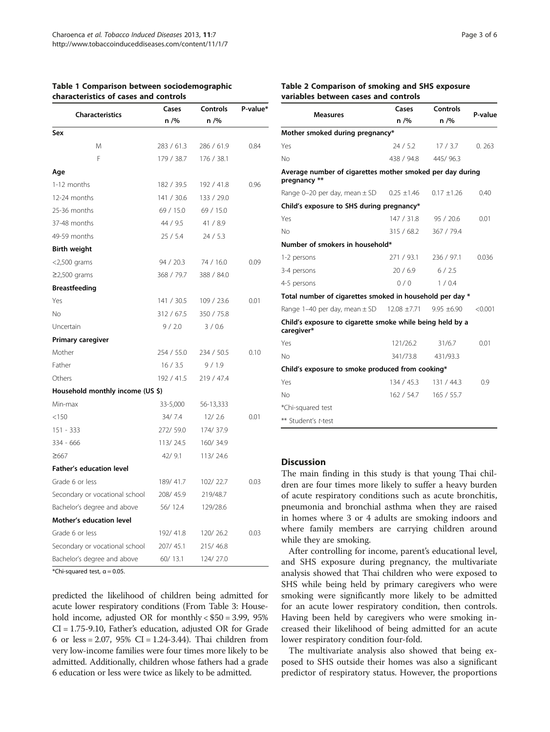**Table 1 Comparison between sociodemographic characteristics of cases and controls**

| Characteristics | Cases | Controls | P-value* |
|---|---|---|---|
| | n /% | n /% | |
| **Sex** | | | |
| M | 283 / 61.3 | 286 / 61.9 | 0.84 |
| F | 179 / 38.7 | 176 / 38.1 | |
| **Age** | | | |
| 1-12 months | 182 / 39.5 | 192 / 41.8 | 0.96 |
| 12-24 months | 141 / 30.6 | 133 / 29.0 | |
| 25-36 months | 69 / 15.0 | 69 / 15.0 | |
| 37-48 months | 44 / 9.5 | 41 / 8.9 | |
| 49-59 months | 25 / 5.4 | 24 / 5.3 | |
| **Birth weight** | | | |
| <2,500 grams | 94 / 20.3 | 74 / 16.0 | 0.09 |
| ≥2,500 grams | 368 / 79.7 | 388 / 84.0 | |
| **Breastfeeding** | | | |
| Yes | 141 / 30.5 | 109 / 23.6 | 0.01 |
| No | 312 / 67.5 | 350 / 75.8 | |
| Uncertain | 9 / 2.0 | 3 / 0.6 | |
| **Primary caregiver** | | | |
| Mother | 254 / 55.0 | 234 / 50.5 | 0.10 |
| Father | 16 / 3.5 | 9 / 1.9 | |
| Others | 192 / 41.5 | 219 / 47.4 | |
| **Household monthly income (US $)** | | | |
| Min-max | 33-5,000 | 56-13,333 | |
| <150 | 34/ 7.4 | 12/ 2.6 | 0.01 |
| 151 - 333 | 272/ 59.0 | 174/ 37.9 | |
| 334 - 666 | 113/ 24.5 | 160/ 34.9 | |
| ≥667 | 42/ 9.1 | 113/ 24.6 | |
| **Father's education level** | | | |
| Grade 6 or less | 189/ 41.7 | 102/ 22.7 | 0.03 |
| Secondary or vocational school | 208/ 45.9 | 219/48.7 | |
| Bachelor's degree and above | 56/ 12.4 | 129/28.6 | |
| **Mother's education level** | | | |
| Grade 6 or less | 192/ 41.8 | 120/ 26.2 | 0.03 |
| Secondary or vocational school | 207/ 45.1 | 215/ 46.8 | |
| Bachelor's degree and above | 60/ 13.1 | 124/ 27.0 | |

*Chi-squared test, α = 0.05.

predicted the likelihood of children being admitted for acute lower respiratory conditions (From Table 3: Household income, adjusted OR for monthly < $50 = 3.99, 95% CI = 1.75-9.10, Father's education, adjusted OR for Grade 6 or less = 2.07, 95% CI = 1.24-3.44). Thai children from very low-income families were four times more likely to be admitted. Additionally, children whose fathers had a grade 6 education or less were twice as likely to be admitted.

**Table 2 Comparison of smoking and SHS exposure variables between cases and controls**

| Measures | Cases | Controls | P-value |
|---|---|---|---|
| | n /% | n /% | |
| **Mother smoked during pregnancy*** | | | |
| Yes | 24 / 5.2 | 17 / 3.7 | 0. 263 |
| No | 438 / 94.8 | 445/ 96.3 | |
| **Average number of cigarettes mother smoked per day during pregnancy **** | | | |
| Range 0–20 per day, mean ± SD | 0.25 ±1.46 | 0.17 ±1.26 | 0.40 |
| **Child's exposure to SHS during pregnancy*** | | | |
| Yes | 147 / 31.8 | 95 / 20.6 | 0.01 |
| No | 315 / 68.2 | 367 / 79.4 | |
| **Number of smokers in household*** | | | |
| 1-2 persons | 271 / 93.1 | 236 / 97.1 | 0.036 |
| 3-4 persons | 20 / 6.9 | 6 / 2.5 | |
| 4-5 persons | 0 / 0 | 1 / 0.4 | |
| **Total number of cigarettes smoked in household per day *** | | | |
| Range 1–40 per day, mean ± SD | 12.08 ±7.71 | 9.95 ±6.90 | <0.001 |
| **Child's exposure to cigarette smoke while being held by a caregiver*** | | | |
| Yes | 121/26.2 | 31/6.7 | 0.01 |
| No | 341/73.8 | 431/93.3 | |
| **Child's exposure to smoke produced from cooking*** | | | |
| Yes | 134 / 45.3 | 131 / 44.3 | 0.9 |
| No | 162 / 54.7 | 165 / 55.7 | |

*Chi-squared test

** Student's *t*-test

## Discussion

The main finding in this study is that young Thai children are four times more likely to suffer a heavy burden of acute respiratory conditions such as acute bronchitis, pneumonia and bronchial asthma when they are raised in homes where 3 or 4 adults are smoking indoors and where family members are carrying children around while they are smoking.

After controlling for income, parent's educational level, and SHS exposure during pregnancy, the multivariate analysis showed that Thai children who were exposed to SHS while being held by primary caregivers who were smoking were significantly more likely to be admitted for an acute lower respiratory condition, then controls. Having been held by caregivers who were smoking increased their likelihood of being admitted for an acute lower respiratory condition four-fold.

The multivariate analysis also showed that being exposed to SHS outside their homes was also a significant predictor of respiratory status. However, the proportions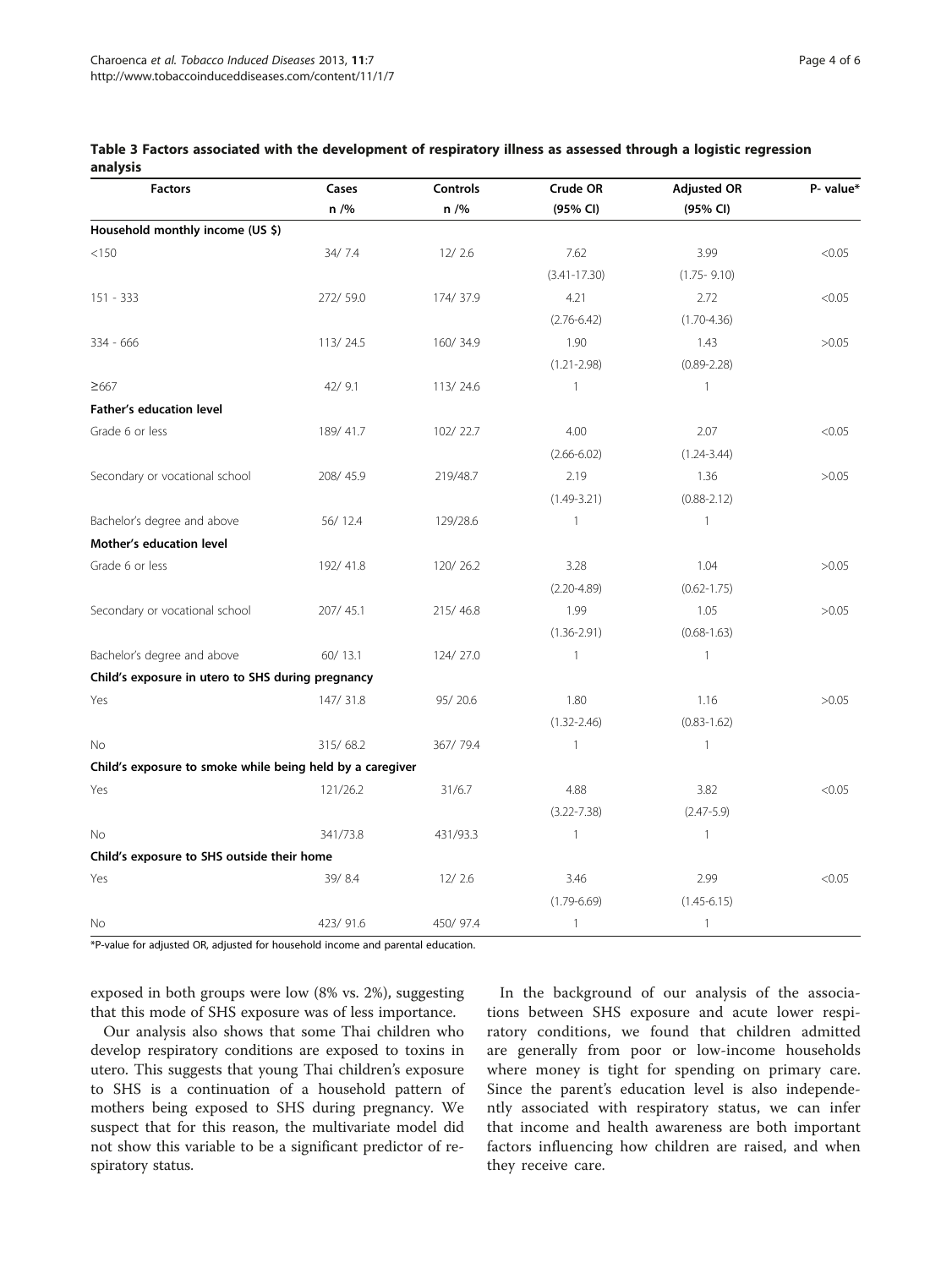**Table 3 Factors associated with the development of respiratory illness as assessed through a logistic regression analysis**

| Factors | Cases n /% | Controls n /% | Crude OR (95% CI) | Adjusted OR (95% CI) | P- value* |
|---|---|---|---|---|---|
| **Household monthly income (US $)** | | | | | |
| <150 | 34/ 7.4 | 12/ 2.6 | 7.62 (3.41-17.30) | 3.99 (1.75- 9.10) | <0.05 |
| 151 - 333 | 272/ 59.0 | 174/ 37.9 | 4.21 (2.76-6.42) | 2.72 (1.70-4.36) | <0.05 |
| 334 - 666 | 113/ 24.5 | 160/ 34.9 | 1.90 (1.21-2.98) | 1.43 (0.89-2.28) | >0.05 |
| ≥667 | 42/ 9.1 | 113/ 24.6 | 1 | 1 | |
| **Father's education level** | | | | | |
| Grade 6 or less | 189/ 41.7 | 102/ 22.7 | 4.00 (2.66-6.02) | 2.07 (1.24-3.44) | <0.05 |
| Secondary or vocational school | 208/ 45.9 | 219/48.7 | 2.19 (1.49-3.21) | 1.36 (0.88-2.12) | >0.05 |
| Bachelor's degree and above | 56/ 12.4 | 129/28.6 | 1 | 1 | |
| **Mother's education level** | | | | | |
| Grade 6 or less | 192/ 41.8 | 120/ 26.2 | 3.28 (2.20-4.89) | 1.04 (0.62-1.75) | >0.05 |
| Secondary or vocational school | 207/ 45.1 | 215/ 46.8 | 1.99 (1.36-2.91) | 1.05 (0.68-1.63) | >0.05 |
| Bachelor's degree and above | 60/ 13.1 | 124/ 27.0 | 1 | 1 | |
| **Child's exposure in utero to SHS during pregnancy** | | | | | |
| Yes | 147/ 31.8 | 95/ 20.6 | 1.80 (1.32-2.46) | 1.16 (0.83-1.62) | >0.05 |
| No | 315/ 68.2 | 367/ 79.4 | 1 | 1 | |
| **Child's exposure to smoke while being held by a caregiver** | | | | | |
| Yes | 121/26.2 | 31/6.7 | 4.88 (3.22-7.38) | 3.82 (2.47-5.9) | <0.05 |
| No | 341/73.8 | 431/93.3 | 1 | 1 | |
| **Child's exposure to SHS outside their home** | | | | | |
| Yes | 39/ 8.4 | 12/ 2.6 | 3.46 (1.79-6.69) | 2.99 (1.45-6.15) | <0.05 |
| No | 423/ 91.6 | 450/ 97.4 | 1 | 1 | |

*P-value for adjusted OR, adjusted for household income and parental education.

exposed in both groups were low (8% vs. 2%), suggesting that this mode of SHS exposure was of less importance.

Our analysis also shows that some Thai children who develop respiratory conditions are exposed to toxins in utero. This suggests that young Thai children's exposure to SHS is a continuation of a household pattern of mothers being exposed to SHS during pregnancy. We suspect that for this reason, the multivariate model did not show this variable to be a significant predictor of respiratory status.

In the background of our analysis of the associations between SHS exposure and acute lower respiratory conditions, we found that children admitted are generally from poor or low-income households where money is tight for spending on primary care. Since the parent's education level is also independently associated with respiratory status, we can infer that income and health awareness are both important factors influencing how children are raised, and when they receive care.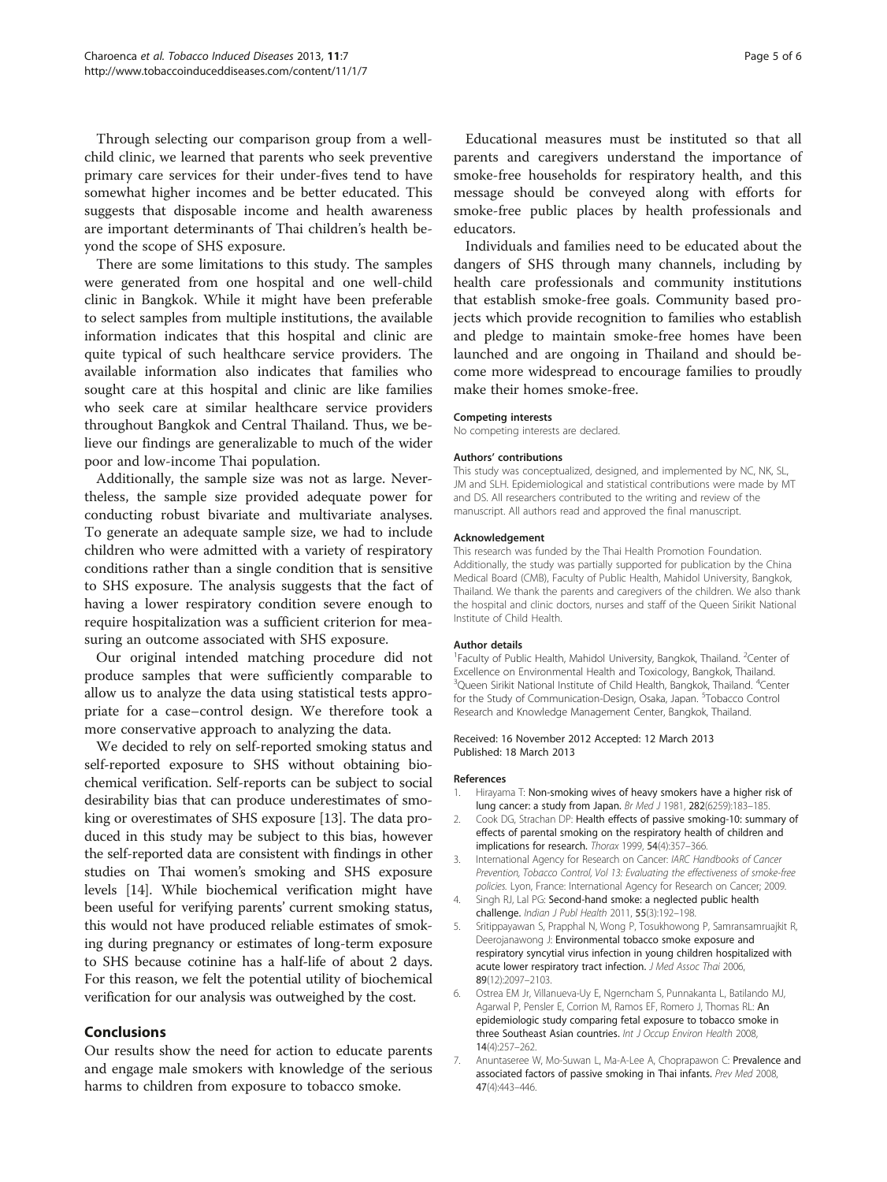Through selecting our comparison group from a well-child clinic, we learned that parents who seek preventive primary care services for their under-fives tend to have somewhat higher incomes and be better educated. This suggests that disposable income and health awareness are important determinants of Thai children's health beyond the scope of SHS exposure.

There are some limitations to this study. The samples were generated from one hospital and one well-child clinic in Bangkok. While it might have been preferable to select samples from multiple institutions, the available information indicates that this hospital and clinic are quite typical of such healthcare service providers. The available information also indicates that families who sought care at this hospital and clinic are like families who seek care at similar healthcare service providers throughout Bangkok and Central Thailand. Thus, we believe our findings are generalizable to much of the wider poor and low-income Thai population.

Additionally, the sample size was not as large. Nevertheless, the sample size provided adequate power for conducting robust bivariate and multivariate analyses. To generate an adequate sample size, we had to include children who were admitted with a variety of respiratory conditions rather than a single condition that is sensitive to SHS exposure. The analysis suggests that the fact of having a lower respiratory condition severe enough to require hospitalization was a sufficient criterion for measuring an outcome associated with SHS exposure.

Our original intended matching procedure did not produce samples that were sufficiently comparable to allow us to analyze the data using statistical tests appropriate for a case–control design. We therefore took a more conservative approach to analyzing the data.

We decided to rely on self-reported smoking status and self-reported exposure to SHS without obtaining biochemical verification. Self-reports can be subject to social desirability bias that can produce underestimates of smoking or overestimates of SHS exposure [13]. The data produced in this study may be subject to this bias, however the self-reported data are consistent with findings in other studies on Thai women's smoking and SHS exposure levels [14]. While biochemical verification might have been useful for verifying parents' current smoking status, this would not have produced reliable estimates of smoking during pregnancy or estimates of long-term exposure to SHS because cotinine has a half-life of about 2 days. For this reason, we felt the potential utility of biochemical verification for our analysis was outweighed by the cost.

## Conclusions

Our results show the need for action to educate parents and engage male smokers with knowledge of the serious harms to children from exposure to tobacco smoke.

Educational measures must be instituted so that all parents and caregivers understand the importance of smoke-free households for respiratory health, and this message should be conveyed along with efforts for smoke-free public places by health professionals and educators.

Individuals and families need to be educated about the dangers of SHS through many channels, including by health care professionals and community institutions that establish smoke-free goals. Community based projects which provide recognition to families who establish and pledge to maintain smoke-free homes have been launched and are ongoing in Thailand and should become more widespread to encourage families to proudly make their homes smoke-free.

#### Competing interests

No competing interests are declared.

#### Authors' contributions

This study was conceptualized, designed, and implemented by NC, NK, SL, JM and SLH. Epidemiological and statistical contributions were made by MT and DS. All researchers contributed to the writing and review of the manuscript. All authors read and approved the final manuscript.

#### Acknowledgement

This research was funded by the Thai Health Promotion Foundation. Additionally, the study was partially supported for publication by the China Medical Board (CMB), Faculty of Public Health, Mahidol University, Bangkok, Thailand. We thank the parents and caregivers of the children. We also thank the hospital and clinic doctors, nurses and staff of the Queen Sirikit National Institute of Child Health.

#### Author details

[1]Faculty of Public Health, Mahidol University, Bangkok, Thailand. [2]Center of Excellence on Environmental Health and Toxicology, Bangkok, Thailand. [3]Queen Sirikit National Institute of Child Health, Bangkok, Thailand. [4]Center for the Study of Communication-Design, Osaka, Japan. [5]Tobacco Control Research and Knowledge Management Center, Bangkok, Thailand.

Received: 16 November 2012 Accepted: 12 March 2013
Published: 18 March 2013

#### References

1. Hirayama T: **Non-smoking wives of heavy smokers have a higher risk of lung cancer: a study from Japan.** *Br Med J* 1981, **282**(6259):183–185.
2. Cook DG, Strachan DP: **Health effects of passive smoking-10: summary of effects of parental smoking on the respiratory health of children and implications for research.** *Thorax* 1999, **54**(4):357–366.
3. International Agency for Research on Cancer: *IARC Handbooks of Cancer Prevention, Tobacco Control, Vol 13: Evaluating the effectiveness of smoke-free policies.* Lyon, France: International Agency for Research on Cancer; 2009.
4. Singh RJ, Lal PG: **Second-hand smoke: a neglected public health challenge.** *Indian J Publ Health* 2011, **55**(3):192–198.
5. Sritippayawan S, Prapphal N, Wong P, Tosukhowong P, Samransamruajkit R, Deerojanawong J: **Environmental tobacco smoke exposure and respiratory syncytial virus infection in young children hospitalized with acute lower respiratory tract infection.** *J Med Assoc Thai* 2006, **89**(12):2097–2103.
6. Ostrea EM Jr, Villanueva-Uy E, Ngerncham S, Punnakanta L, Batilando MJ, Agarwal P, Pensler E, Corrion M, Ramos EF, Romero J, Thomas RL: **An epidemiologic study comparing fetal exposure to tobacco smoke in three Southeast Asian countries.** *Int J Occup Environ Health* 2008, **14**(4):257–262.
7. Anuntaseree W, Mo-Suwan L, Ma-A-Lee A, Choprapawon C: **Prevalence and associated factors of passive smoking in Thai infants.** *Prev Med* 2008, **47**(4):443–446.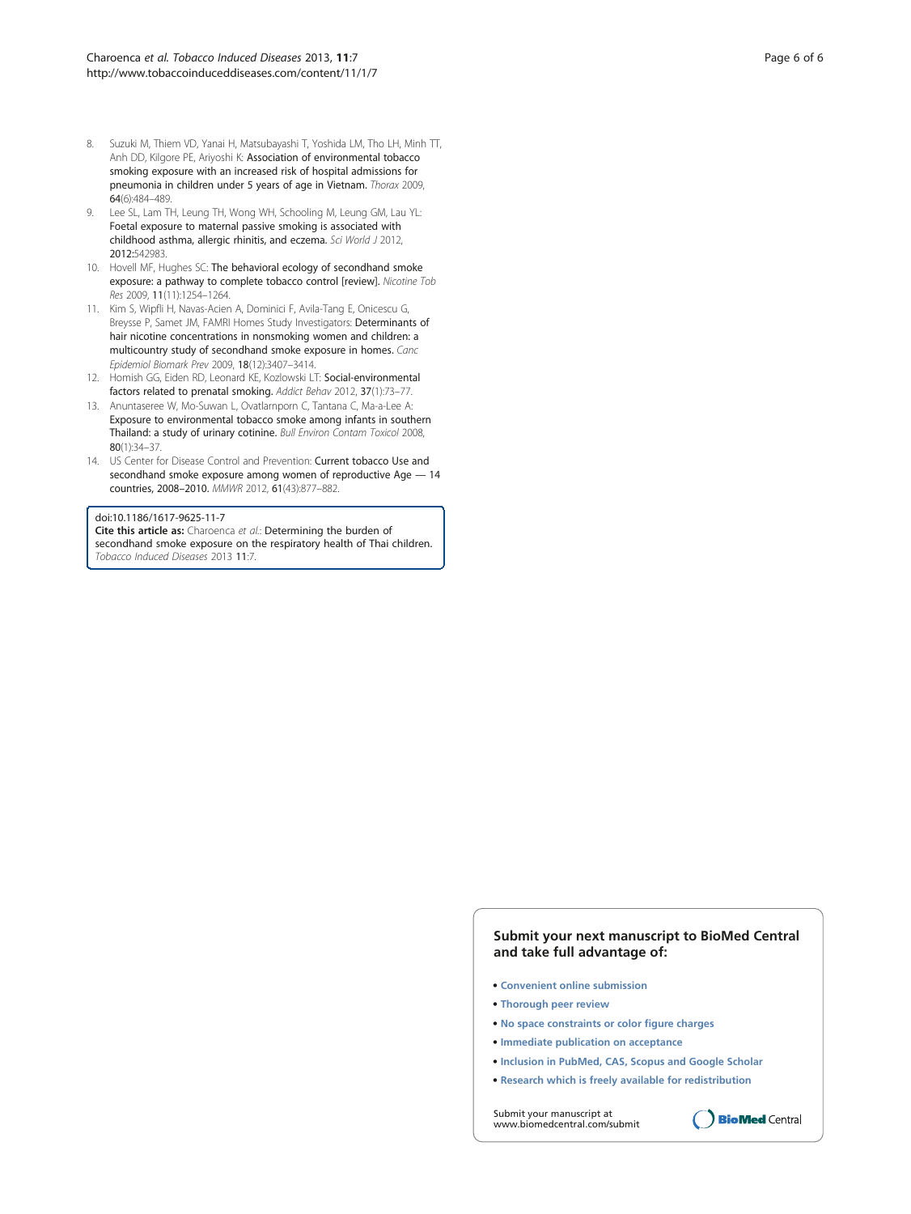8. Suzuki M, Thiem VD, Yanai H, Matsubayashi T, Yoshida LM, Tho LH, Minh TT, Anh DD, Kilgore PE, Ariyoshi K: **Association of environmental tobacco smoking exposure with an increased risk of hospital admissions for pneumonia in children under 5 years of age in Vietnam.** *Thorax* 2009, **64**(6):484–489.
9. Lee SL, Lam TH, Leung TH, Wong WH, Schooling M, Leung GM, Lau YL: **Foetal exposure to maternal passive smoking is associated with childhood asthma, allergic rhinitis, and eczema.** *Sci World J* 2012, **2012**:542983.
10. Hovell MF, Hughes SC: **The behavioral ecology of secondhand smoke exposure: a pathway to complete tobacco control [review].** *Nicotine Tob Res* 2009, **11**(11):1254–1264.
11. Kim S, Wipfli H, Navas-Acien A, Dominici F, Avila-Tang E, Onicescu G, Breysse P, Samet JM, FAMRI Homes Study Investigators: **Determinants of hair nicotine concentrations in nonsmoking women and children: a multicountry study of secondhand smoke exposure in homes.** *Canc Epidemiol Biomark Prev* 2009, **18**(12):3407–3414.
12. Homish GG, Eiden RD, Leonard KE, Kozlowski LT: **Social-environmental factors related to prenatal smoking.** *Addict Behav* 2012, **37**(1):73–77.
13. Anuntaseree W, Mo-Suwan L, Ovatlarnporn C, Tantana C, Ma-a-Lee A: **Exposure to environmental tobacco smoke among infants in southern Thailand: a study of urinary cotinine.** *Bull Environ Contam Toxicol* 2008, **80**(1):34–37.
14. US Center for Disease Control and Prevention: **Current tobacco Use and secondhand smoke exposure among women of reproductive Age — 14 countries, 2008–2010.** *MMWR* 2012, **61**(43):877–882.

doi:10.1186/1617-9625-11-7

**Cite this article as:** Charoenca *et al.*: Determining the burden of secondhand smoke exposure on the respiratory health of Thai children. *Tobacco Induced Diseases* 2013 **11**:7.

**Submit your next manuscript to BioMed Central and take full advantage of:**

- Convenient online submission
- Thorough peer review
- No space constraints or color figure charges
- Immediate publication on acceptance
- Inclusion in PubMed, CAS, Scopus and Google Scholar
- Research which is freely available for redistribution

Submit your manuscript at www.biomedcentral.com/submit

BioMed Central